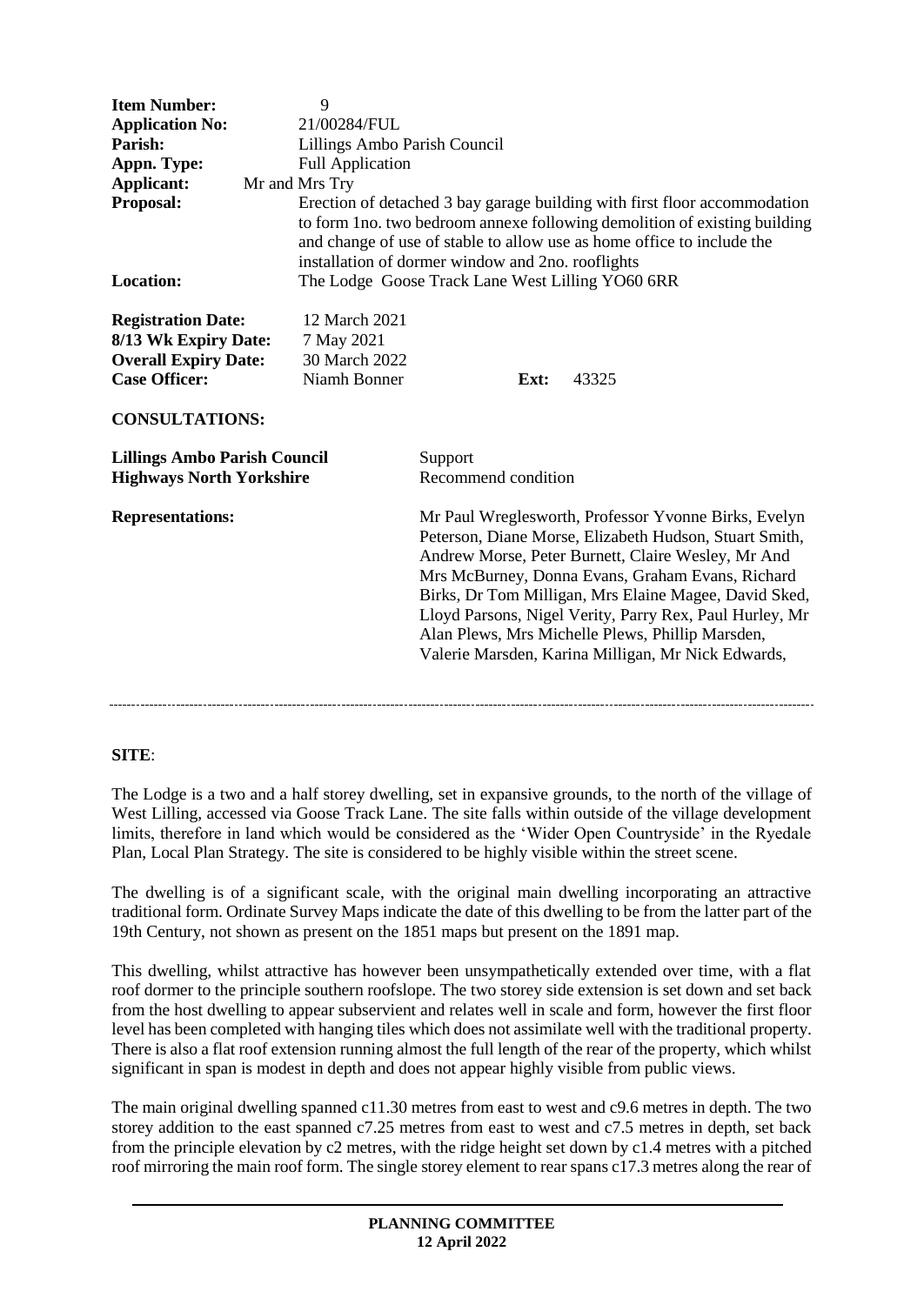| | |
|---|---|
| **Item Number:** | 9 |
| **Application No:** | 21/00284/FUL |
| **Parish:** | Lillings Ambo Parish Council |
| **Appn. Type:** | Full Application |
| **Applicant:** | Mr and Mrs Try |
| **Proposal:** | Erection of detached 3 bay garage building with first floor accommodation to form 1no. two bedroom annexe following demolition of existing building and change of use of stable to allow use as home office to include the installation of dormer window and 2no. rooflights |
| **Location:** | The Lodge Goose Track Lane West Lilling YO60 6RR |

| | | | |
|---|---|---|---|
| **Registration Date:** | 12 March 2021 | | |
| **8/13 Wk Expiry Date:** | 7 May 2021 | | |
| **Overall Expiry Date:** | 30 March 2022 | | |
| **Case Officer:** | Niamh Bonner | **Ext:** | 43325 |

**CONSULTATIONS:**

| | |
|---|---|
| **Lillings Ambo Parish Council** | Support |
| **Highways North Yorkshire** | Recommend condition |

| | |
|---|---|
| **Representations:** | Mr Paul Wreglesworth, Professor Yvonne Birks, Evelyn Peterson, Diane Morse, Elizabeth Hudson, Stuart Smith, Andrew Morse, Peter Burnett, Claire Wesley, Mr And Mrs McBurney, Donna Evans, Graham Evans, Richard Birks, Dr Tom Milligan, Mrs Elaine Magee, David Sked, Lloyd Parsons, Nigel Verity, Parry Rex, Paul Hurley, Mr Alan Plews, Mrs Michelle Plews, Phillip Marsden, Valerie Marsden, Karina Milligan, Mr Nick Edwards, |

---

**SITE**:

The Lodge is a two and a half storey dwelling, set in expansive grounds, to the north of the village of West Lilling, accessed via Goose Track Lane. The site falls within outside of the village development limits, therefore in land which would be considered as the 'Wider Open Countryside' in the Ryedale Plan, Local Plan Strategy. The site is considered to be highly visible within the street scene.

The dwelling is of a significant scale, with the original main dwelling incorporating an attractive traditional form. Ordinate Survey Maps indicate the date of this dwelling to be from the latter part of the 19th Century, not shown as present on the 1851 maps but present on the 1891 map.

This dwelling, whilst attractive has however been unsympathetically extended over time, with a flat roof dormer to the principle southern roofslope. The two storey side extension is set down and set back from the host dwelling to appear subservient and relates well in scale and form, however the first floor level has been completed with hanging tiles which does not assimilate well with the traditional property. There is also a flat roof extension running almost the full length of the rear of the property, which whilst significant in span is modest in depth and does not appear highly visible from public views.

The main original dwelling spanned c11.30 metres from east to west and c9.6 metres in depth. The two storey addition to the east spanned c7.25 metres from east to west and c7.5 metres in depth, set back from the principle elevation by c2 metres, with the ridge height set down by c1.4 metres with a pitched roof mirroring the main roof form. The single storey element to rear spans c17.3 metres along the rear of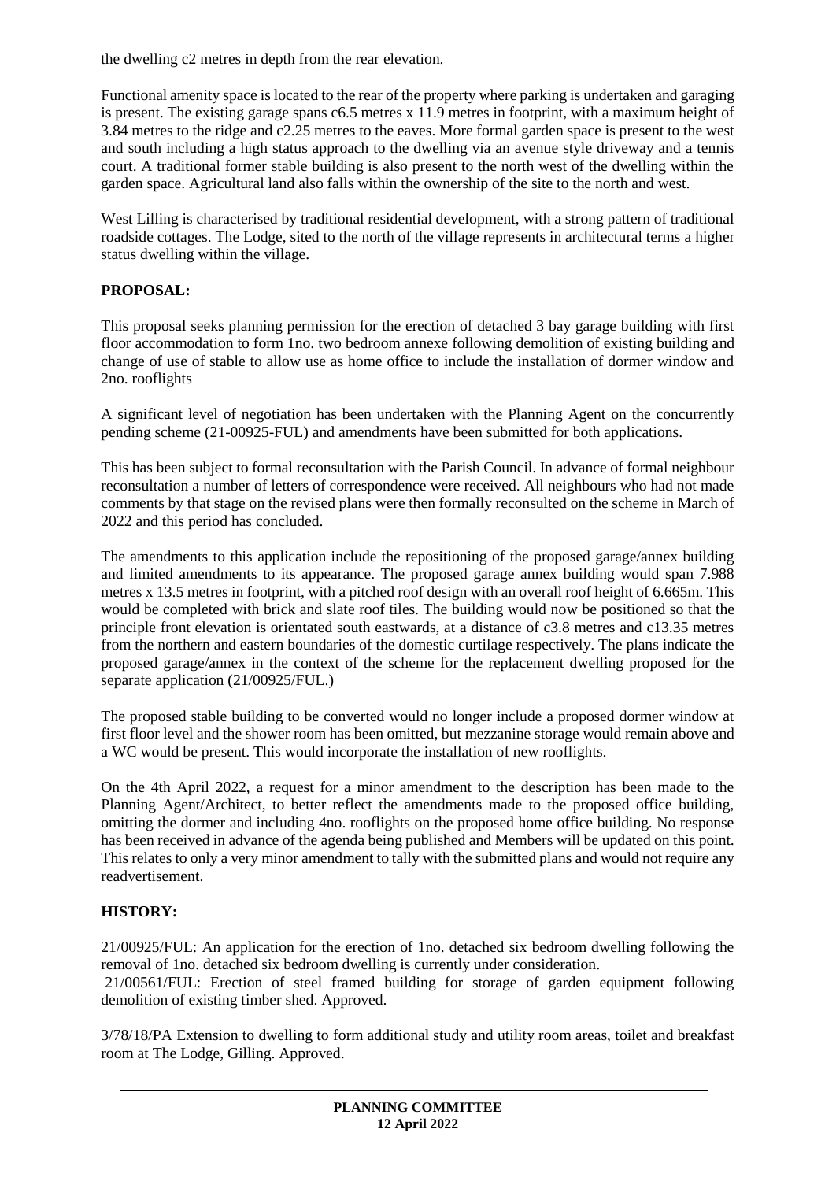the dwelling c2 metres in depth from the rear elevation.

Functional amenity space is located to the rear of the property where parking is undertaken and garaging is present. The existing garage spans c6.5 metres x 11.9 metres in footprint, with a maximum height of 3.84 metres to the ridge and c2.25 metres to the eaves. More formal garden space is present to the west and south including a high status approach to the dwelling via an avenue style driveway and a tennis court. A traditional former stable building is also present to the north west of the dwelling within the garden space. Agricultural land also falls within the ownership of the site to the north and west.

West Lilling is characterised by traditional residential development, with a strong pattern of traditional roadside cottages. The Lodge, sited to the north of the village represents in architectural terms a higher status dwelling within the village.

**PROPOSAL:**

This proposal seeks planning permission for the erection of detached 3 bay garage building with first floor accommodation to form 1no. two bedroom annexe following demolition of existing building and change of use of stable to allow use as home office to include the installation of dormer window and 2no. rooflights

A significant level of negotiation has been undertaken with the Planning Agent on the concurrently pending scheme (21-00925-FUL) and amendments have been submitted for both applications.

This has been subject to formal reconsultation with the Parish Council. In advance of formal neighbour reconsultation a number of letters of correspondence were received. All neighbours who had not made comments by that stage on the revised plans were then formally reconsulted on the scheme in March of 2022 and this period has concluded.

The amendments to this application include the repositioning of the proposed garage/annex building and limited amendments to its appearance. The proposed garage annex building would span 7.988 metres x 13.5 metres in footprint, with a pitched roof design with an overall roof height of 6.665m. This would be completed with brick and slate roof tiles. The building would now be positioned so that the principle front elevation is orientated south eastwards, at a distance of c3.8 metres and c13.35 metres from the northern and eastern boundaries of the domestic curtilage respectively. The plans indicate the proposed garage/annex in the context of the scheme for the replacement dwelling proposed for the separate application (21/00925/FUL.)

The proposed stable building to be converted would no longer include a proposed dormer window at first floor level and the shower room has been omitted, but mezzanine storage would remain above and a WC would be present. This would incorporate the installation of new rooflights.

On the 4th April 2022, a request for a minor amendment to the description has been made to the Planning Agent/Architect, to better reflect the amendments made to the proposed office building, omitting the dormer and including 4no. rooflights on the proposed home office building. No response has been received in advance of the agenda being published and Members will be updated on this point. This relates to only a very minor amendment to tally with the submitted plans and would not require any readvertisement.

**HISTORY:**

21/00925/FUL: An application for the erection of 1no. detached six bedroom dwelling following the removal of 1no. detached six bedroom dwelling is currently under consideration.
21/00561/FUL: Erection of steel framed building for storage of garden equipment following demolition of existing timber shed. Approved.

3/78/18/PA Extension to dwelling to form additional study and utility room areas, toilet and breakfast room at The Lodge, Gilling. Approved.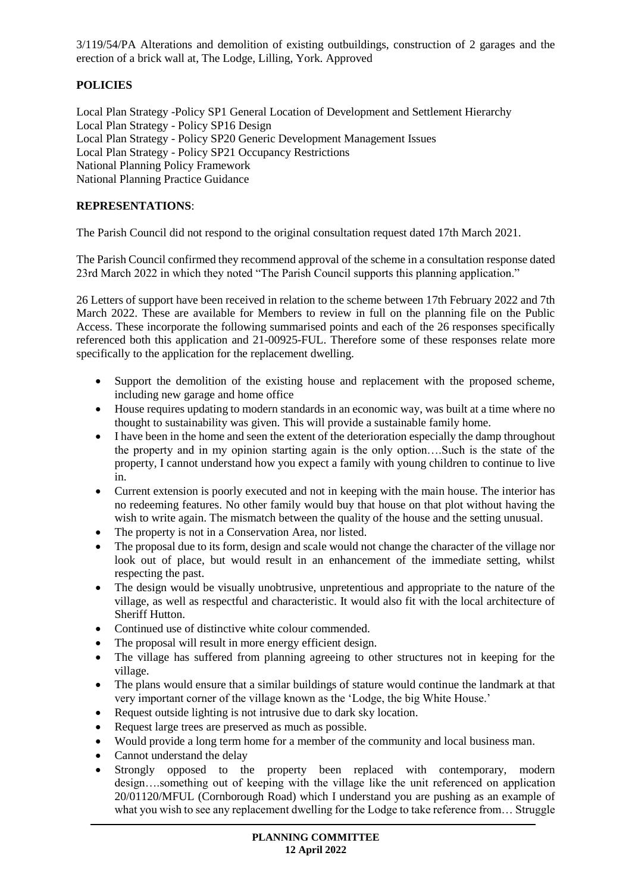3/119/54/PA Alterations and demolition of existing outbuildings, construction of 2 garages and the erection of a brick wall at, The Lodge, Lilling, York. Approved

## POLICIES

Local Plan Strategy -Policy SP1 General Location of Development and Settlement Hierarchy
Local Plan Strategy - Policy SP16 Design
Local Plan Strategy - Policy SP20 Generic Development Management Issues
Local Plan Strategy - Policy SP21 Occupancy Restrictions
National Planning Policy Framework
National Planning Practice Guidance

## REPRESENTATIONS:

The Parish Council did not respond to the original consultation request dated 17th March 2021.

The Parish Council confirmed they recommend approval of the scheme in a consultation response dated 23rd March 2022 in which they noted "The Parish Council supports this planning application."

26 Letters of support have been received in relation to the scheme between 17th February 2022 and 7th March 2022. These are available for Members to review in full on the planning file on the Public Access. These incorporate the following summarised points and each of the 26 responses specifically referenced both this application and 21-00925-FUL. Therefore some of these responses relate more specifically to the application for the replacement dwelling.

- Support the demolition of the existing house and replacement with the proposed scheme, including new garage and home office
- House requires updating to modern standards in an economic way, was built at a time where no thought to sustainability was given. This will provide a sustainable family home.
- I have been in the home and seen the extent of the deterioration especially the damp throughout the property and in my opinion starting again is the only option….Such is the state of the property, I cannot understand how you expect a family with young children to continue to live in.
- Current extension is poorly executed and not in keeping with the main house. The interior has no redeeming features. No other family would buy that house on that plot without having the wish to write again. The mismatch between the quality of the house and the setting unusual.
- The property is not in a Conservation Area, nor listed.
- The proposal due to its form, design and scale would not change the character of the village nor look out of place, but would result in an enhancement of the immediate setting, whilst respecting the past.
- The design would be visually unobtrusive, unpretentious and appropriate to the nature of the village, as well as respectful and characteristic. It would also fit with the local architecture of Sheriff Hutton.
- Continued use of distinctive white colour commended.
- The proposal will result in more energy efficient design.
- The village has suffered from planning agreeing to other structures not in keeping for the village.
- The plans would ensure that a similar buildings of stature would continue the landmark at that very important corner of the village known as the 'Lodge, the big White House.'
- Request outside lighting is not intrusive due to dark sky location.
- Request large trees are preserved as much as possible.
- Would provide a long term home for a member of the community and local business man.
- Cannot understand the delay
- Strongly opposed to the property been replaced with contemporary, modern design….something out of keeping with the village like the unit referenced on application 20/01120/MFUL (Cornborough Road) which I understand you are pushing as an example of what you wish to see any replacement dwelling for the Lodge to take reference from… Struggle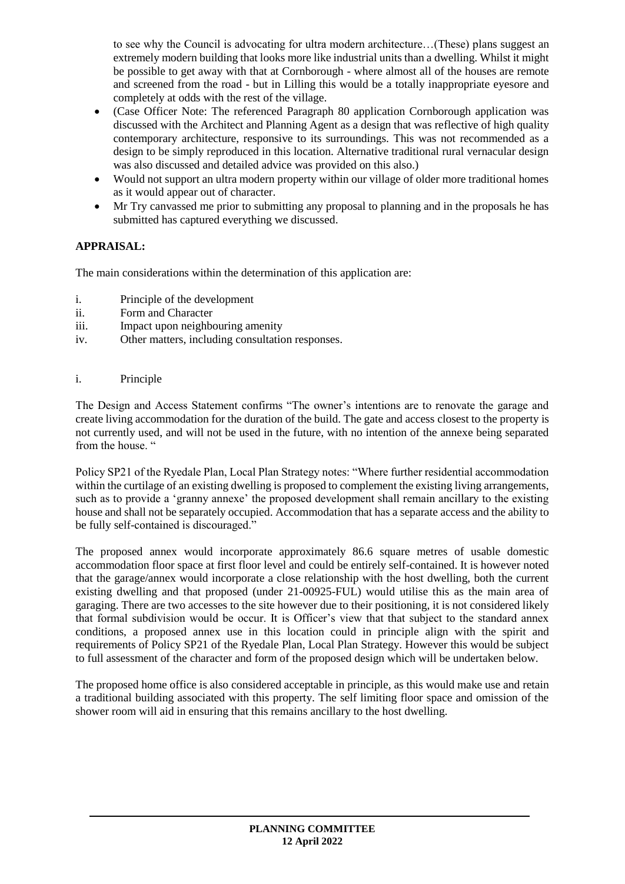to see why the Council is advocating for ultra modern architecture…(These) plans suggest an extremely modern building that looks more like industrial units than a dwelling. Whilst it might be possible to get away with that at Cornborough - where almost all of the houses are remote and screened from the road - but in Lilling this would be a totally inappropriate eyesore and completely at odds with the rest of the village.

- (Case Officer Note: The referenced Paragraph 80 application Cornborough application was discussed with the Architect and Planning Agent as a design that was reflective of high quality contemporary architecture, responsive to its surroundings. This was not recommended as a design to be simply reproduced in this location. Alternative traditional rural vernacular design was also discussed and detailed advice was provided on this also.)
- Would not support an ultra modern property within our village of older more traditional homes as it would appear out of character.
- Mr Try canvassed me prior to submitting any proposal to planning and in the proposals he has submitted has captured everything we discussed.

**APPRAISAL:**

The main considerations within the determination of this application are:

i. Principle of the development
ii. Form and Character
iii. Impact upon neighbouring amenity
iv. Other matters, including consultation responses.

i. Principle

The Design and Access Statement confirms "The owner's intentions are to renovate the garage and create living accommodation for the duration of the build. The gate and access closest to the property is not currently used, and will not be used in the future, with no intention of the annexe being separated from the house. "

Policy SP21 of the Ryedale Plan, Local Plan Strategy notes: "Where further residential accommodation within the curtilage of an existing dwelling is proposed to complement the existing living arrangements, such as to provide a 'granny annexe' the proposed development shall remain ancillary to the existing house and shall not be separately occupied. Accommodation that has a separate access and the ability to be fully self-contained is discouraged."

The proposed annex would incorporate approximately 86.6 square metres of usable domestic accommodation floor space at first floor level and could be entirely self-contained. It is however noted that the garage/annex would incorporate a close relationship with the host dwelling, both the current existing dwelling and that proposed (under 21-00925-FUL) would utilise this as the main area of garaging. There are two accesses to the site however due to their positioning, it is not considered likely that formal subdivision would be occur. It is Officer's view that that subject to the standard annex conditions, a proposed annex use in this location could in principle align with the spirit and requirements of Policy SP21 of the Ryedale Plan, Local Plan Strategy. However this would be subject to full assessment of the character and form of the proposed design which will be undertaken below.

The proposed home office is also considered acceptable in principle, as this would make use and retain a traditional building associated with this property. The self limiting floor space and omission of the shower room will aid in ensuring that this remains ancillary to the host dwelling.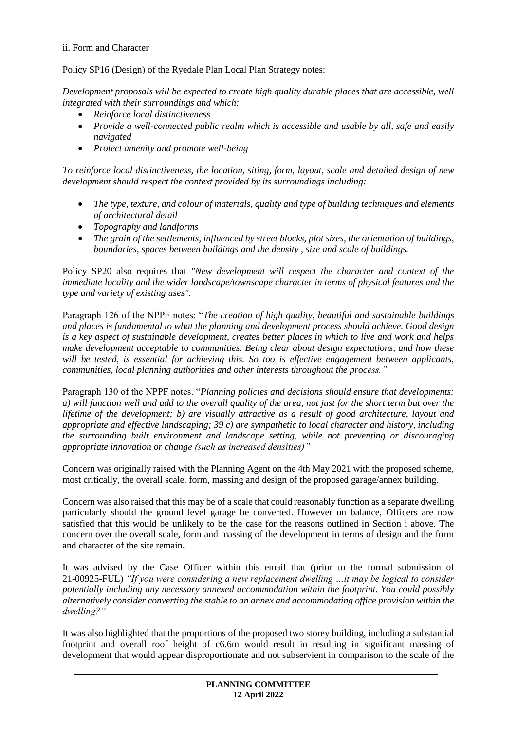ii. Form and Character

Policy SP16 (Design) of the Ryedale Plan Local Plan Strategy notes:

*Development proposals will be expected to create high quality durable places that are accessible, well integrated with their surroundings and which:*

- *Reinforce local distinctiveness*
- *Provide a well-connected public realm which is accessible and usable by all, safe and easily navigated*
- *Protect amenity and promote well-being*

*To reinforce local distinctiveness, the location, siting, form, layout, scale and detailed design of new development should respect the context provided by its surroundings including:*

- *The type, texture, and colour of materials, quality and type of building techniques and elements of architectural detail*
- *Topography and landforms*
- *The grain of the settlements, influenced by street blocks, plot sizes, the orientation of buildings, boundaries, spaces between buildings and the density , size and scale of buildings.*

Policy SP20 also requires that *"New development will respect the character and context of the immediate locality and the wider landscape/townscape character in terms of physical features and the type and variety of existing uses".*

Paragraph 126 of the NPPF notes: "*The creation of high quality, beautiful and sustainable buildings and places is fundamental to what the planning and development process should achieve. Good design is a key aspect of sustainable development, creates better places in which to live and work and helps make development acceptable to communities. Being clear about design expectations, and how these will be tested, is essential for achieving this. So too is effective engagement between applicants, communities, local planning authorities and other interests throughout the process."*

Paragraph 130 of the NPPF notes. "*Planning policies and decisions should ensure that developments: a) will function well and add to the overall quality of the area, not just for the short term but over the lifetime of the development; b) are visually attractive as a result of good architecture, layout and appropriate and effective landscaping; 39 c) are sympathetic to local character and history, including the surrounding built environment and landscape setting, while not preventing or discouraging appropriate innovation or change (such as increased densities)"*

Concern was originally raised with the Planning Agent on the 4th May 2021 with the proposed scheme, most critically, the overall scale, form, massing and design of the proposed garage/annex building.

Concern was also raised that this may be of a scale that could reasonably function as a separate dwelling particularly should the ground level garage be converted. However on balance, Officers are now satisfied that this would be unlikely to be the case for the reasons outlined in Section i above. The concern over the overall scale, form and massing of the development in terms of design and the form and character of the site remain.

It was advised by the Case Officer within this email that (prior to the formal submission of 21-00925-FUL) *"If you were considering a new replacement dwelling …it may be logical to consider potentially including any necessary annexed accommodation within the footprint. You could possibly alternatively consider converting the stable to an annex and accommodating office provision within the dwelling?"*

It was also highlighted that the proportions of the proposed two storey building, including a substantial footprint and overall roof height of c6.6m would result in resulting in significant massing of development that would appear disproportionate and not subservient in comparison to the scale of the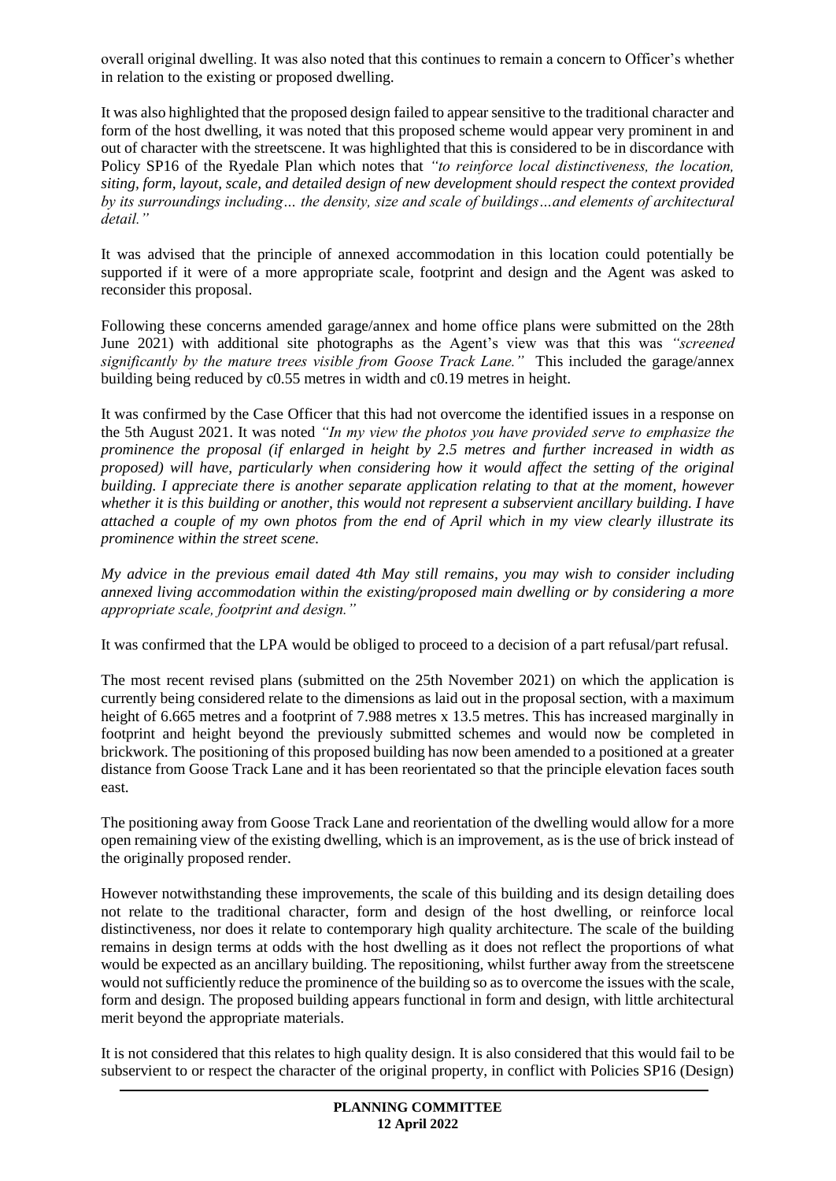overall original dwelling. It was also noted that this continues to remain a concern to Officer's whether in relation to the existing or proposed dwelling.

It was also highlighted that the proposed design failed to appear sensitive to the traditional character and form of the host dwelling, it was noted that this proposed scheme would appear very prominent in and out of character with the streetscene. It was highlighted that this is considered to be in discordance with Policy SP16 of the Ryedale Plan which notes that *"to reinforce local distinctiveness, the location, siting, form, layout, scale, and detailed design of new development should respect the context provided by its surroundings including… the density, size and scale of buildings…and elements of architectural detail."*

It was advised that the principle of annexed accommodation in this location could potentially be supported if it were of a more appropriate scale, footprint and design and the Agent was asked to reconsider this proposal.

Following these concerns amended garage/annex and home office plans were submitted on the 28th June 2021) with additional site photographs as the Agent's view was that this was *"screened significantly by the mature trees visible from Goose Track Lane."* This included the garage/annex building being reduced by c0.55 metres in width and c0.19 metres in height.

It was confirmed by the Case Officer that this had not overcome the identified issues in a response on the 5th August 2021. It was noted *"In my view the photos you have provided serve to emphasize the prominence the proposal (if enlarged in height by 2.5 metres and further increased in width as proposed) will have, particularly when considering how it would affect the setting of the original building. I appreciate there is another separate application relating to that at the moment, however whether it is this building or another, this would not represent a subservient ancillary building. I have attached a couple of my own photos from the end of April which in my view clearly illustrate its prominence within the street scene.*

*My advice in the previous email dated 4th May still remains, you may wish to consider including annexed living accommodation within the existing/proposed main dwelling or by considering a more appropriate scale, footprint and design."*

It was confirmed that the LPA would be obliged to proceed to a decision of a part refusal/part refusal.

The most recent revised plans (submitted on the 25th November 2021) on which the application is currently being considered relate to the dimensions as laid out in the proposal section, with a maximum height of 6.665 metres and a footprint of 7.988 metres x 13.5 metres. This has increased marginally in footprint and height beyond the previously submitted schemes and would now be completed in brickwork. The positioning of this proposed building has now been amended to a positioned at a greater distance from Goose Track Lane and it has been reorientated so that the principle elevation faces south east.

The positioning away from Goose Track Lane and reorientation of the dwelling would allow for a more open remaining view of the existing dwelling, which is an improvement, as is the use of brick instead of the originally proposed render.

However notwithstanding these improvements, the scale of this building and its design detailing does not relate to the traditional character, form and design of the host dwelling, or reinforce local distinctiveness, nor does it relate to contemporary high quality architecture. The scale of the building remains in design terms at odds with the host dwelling as it does not reflect the proportions of what would be expected as an ancillary building. The repositioning, whilst further away from the streetscene would not sufficiently reduce the prominence of the building so as to overcome the issues with the scale, form and design. The proposed building appears functional in form and design, with little architectural merit beyond the appropriate materials.

It is not considered that this relates to high quality design. It is also considered that this would fail to be subservient to or respect the character of the original property, in conflict with Policies SP16 (Design)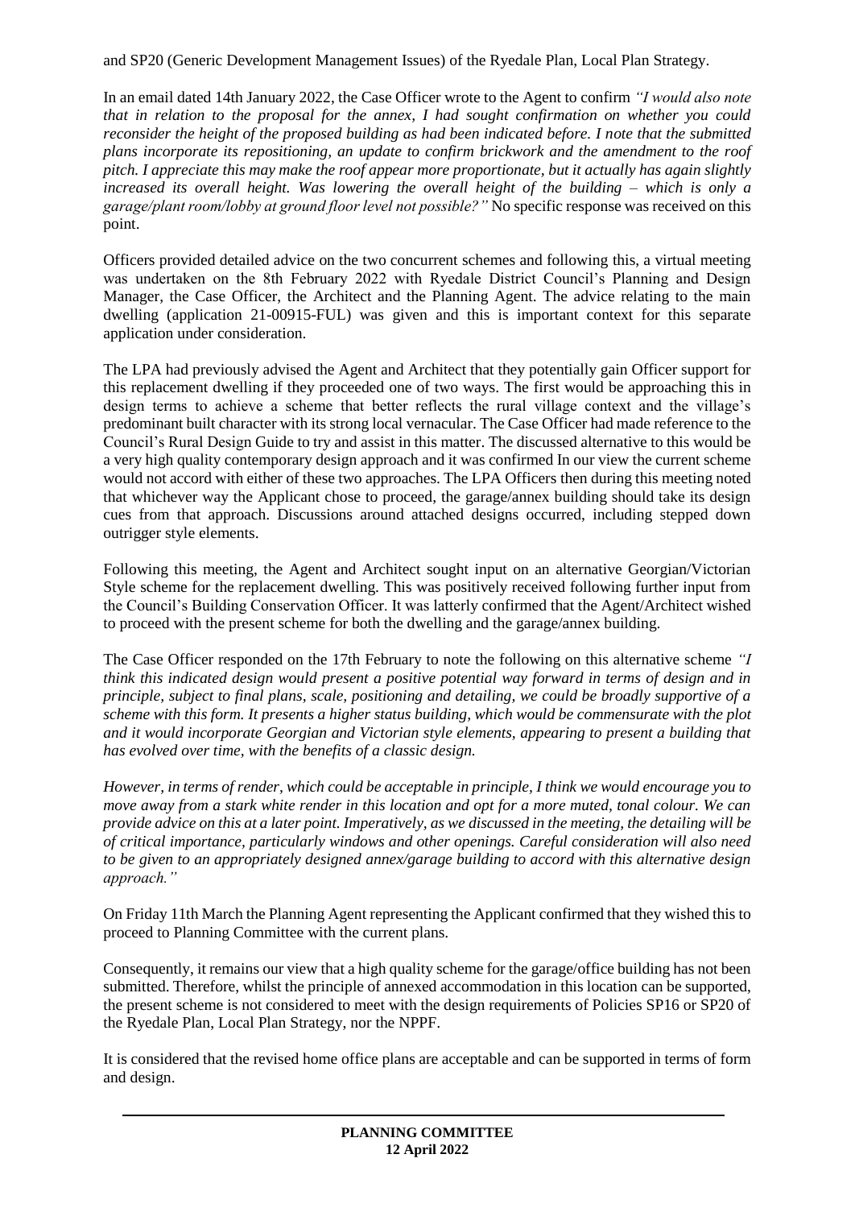and SP20 (Generic Development Management Issues) of the Ryedale Plan, Local Plan Strategy.

In an email dated 14th January 2022, the Case Officer wrote to the Agent to confirm *"I would also note that in relation to the proposal for the annex, I had sought confirmation on whether you could reconsider the height of the proposed building as had been indicated before. I note that the submitted plans incorporate its repositioning, an update to confirm brickwork and the amendment to the roof pitch. I appreciate this may make the roof appear more proportionate, but it actually has again slightly increased its overall height. Was lowering the overall height of the building – which is only a garage/plant room/lobby at ground floor level not possible?"* No specific response was received on this point.

Officers provided detailed advice on the two concurrent schemes and following this, a virtual meeting was undertaken on the 8th February 2022 with Ryedale District Council's Planning and Design Manager, the Case Officer, the Architect and the Planning Agent. The advice relating to the main dwelling (application 21-00915-FUL) was given and this is important context for this separate application under consideration.

The LPA had previously advised the Agent and Architect that they potentially gain Officer support for this replacement dwelling if they proceeded one of two ways. The first would be approaching this in design terms to achieve a scheme that better reflects the rural village context and the village's predominant built character with its strong local vernacular. The Case Officer had made reference to the Council's Rural Design Guide to try and assist in this matter. The discussed alternative to this would be a very high quality contemporary design approach and it was confirmed In our view the current scheme would not accord with either of these two approaches. The LPA Officers then during this meeting noted that whichever way the Applicant chose to proceed, the garage/annex building should take its design cues from that approach. Discussions around attached designs occurred, including stepped down outrigger style elements.

Following this meeting, the Agent and Architect sought input on an alternative Georgian/Victorian Style scheme for the replacement dwelling. This was positively received following further input from the Council's Building Conservation Officer. It was latterly confirmed that the Agent/Architect wished to proceed with the present scheme for both the dwelling and the garage/annex building.

The Case Officer responded on the 17th February to note the following on this alternative scheme *"I think this indicated design would present a positive potential way forward in terms of design and in principle, subject to final plans, scale, positioning and detailing, we could be broadly supportive of a scheme with this form. It presents a higher status building, which would be commensurate with the plot and it would incorporate Georgian and Victorian style elements, appearing to present a building that has evolved over time, with the benefits of a classic design.*

*However, in terms of render, which could be acceptable in principle, I think we would encourage you to move away from a stark white render in this location and opt for a more muted, tonal colour. We can provide advice on this at a later point. Imperatively, as we discussed in the meeting, the detailing will be of critical importance, particularly windows and other openings. Careful consideration will also need to be given to an appropriately designed annex/garage building to accord with this alternative design approach."*

On Friday 11th March the Planning Agent representing the Applicant confirmed that they wished this to proceed to Planning Committee with the current plans.

Consequently, it remains our view that a high quality scheme for the garage/office building has not been submitted. Therefore, whilst the principle of annexed accommodation in this location can be supported, the present scheme is not considered to meet with the design requirements of Policies SP16 or SP20 of the Ryedale Plan, Local Plan Strategy, nor the NPPF.

It is considered that the revised home office plans are acceptable and can be supported in terms of form and design.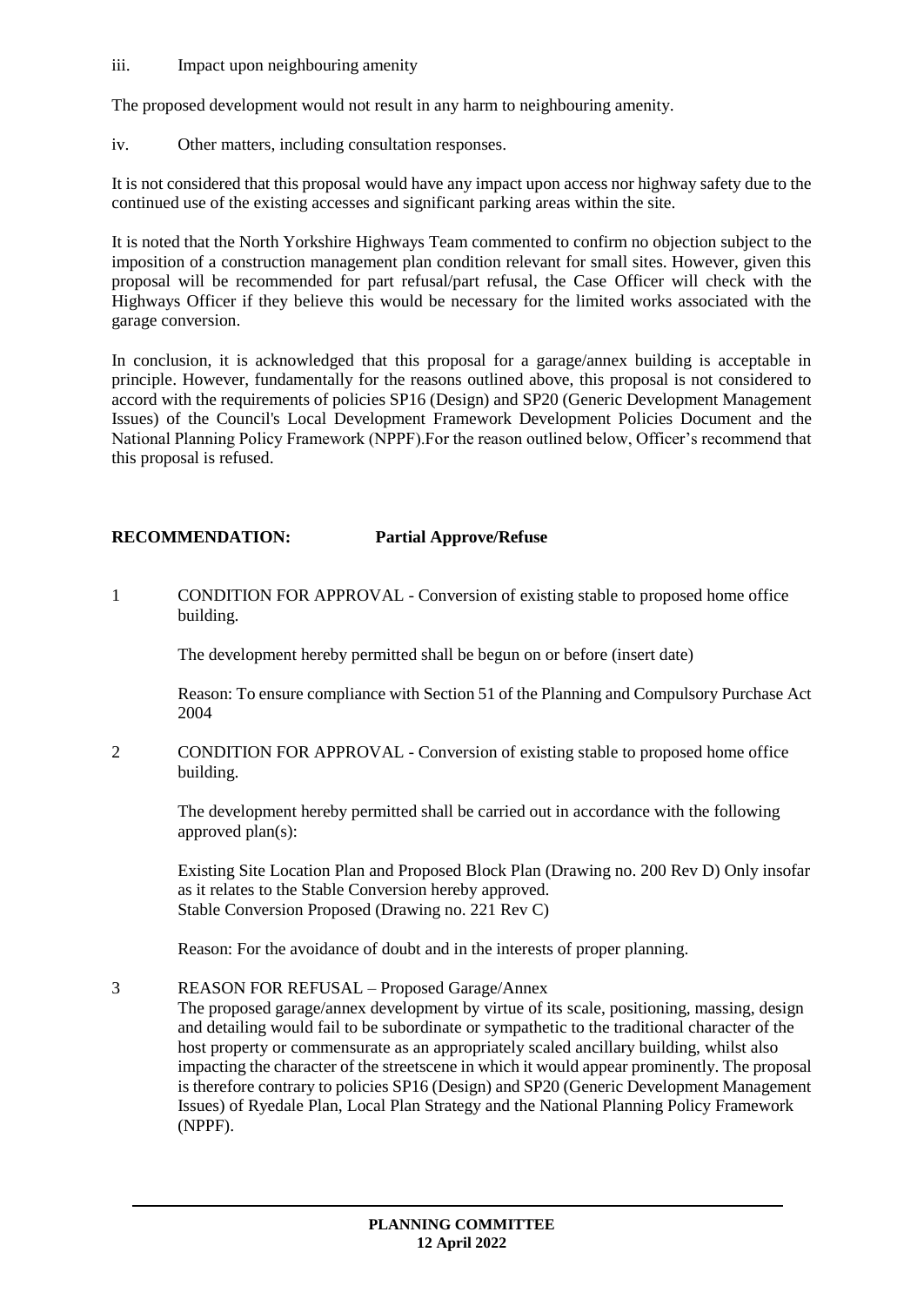iii. Impact upon neighbouring amenity

The proposed development would not result in any harm to neighbouring amenity.

iv. Other matters, including consultation responses.

It is not considered that this proposal would have any impact upon access nor highway safety due to the continued use of the existing accesses and significant parking areas within the site.

It is noted that the North Yorkshire Highways Team commented to confirm no objection subject to the imposition of a construction management plan condition relevant for small sites. However, given this proposal will be recommended for part refusal/part refusal, the Case Officer will check with the Highways Officer if they believe this would be necessary for the limited works associated with the garage conversion.

In conclusion, it is acknowledged that this proposal for a garage/annex building is acceptable in principle. However, fundamentally for the reasons outlined above, this proposal is not considered to accord with the requirements of policies SP16 (Design) and SP20 (Generic Development Management Issues) of the Council's Local Development Framework Development Policies Document and the National Planning Policy Framework (NPPF).For the reason outlined below, Officer's recommend that this proposal is refused.

**RECOMMENDATION: Partial Approve/Refuse**

1 CONDITION FOR APPROVAL - Conversion of existing stable to proposed home office building.

The development hereby permitted shall be begun on or before (insert date)

Reason: To ensure compliance with Section 51 of the Planning and Compulsory Purchase Act 2004

2 CONDITION FOR APPROVAL - Conversion of existing stable to proposed home office building.

The development hereby permitted shall be carried out in accordance with the following approved plan(s):

Existing Site Location Plan and Proposed Block Plan (Drawing no. 200 Rev D) Only insofar as it relates to the Stable Conversion hereby approved.
Stable Conversion Proposed (Drawing no. 221 Rev C)

Reason: For the avoidance of doubt and in the interests of proper planning.

3 REASON FOR REFUSAL – Proposed Garage/Annex
The proposed garage/annex development by virtue of its scale, positioning, massing, design and detailing would fail to be subordinate or sympathetic to the traditional character of the host property or commensurate as an appropriately scaled ancillary building, whilst also impacting the character of the streetscene in which it would appear prominently. The proposal is therefore contrary to policies SP16 (Design) and SP20 (Generic Development Management Issues) of Ryedale Plan, Local Plan Strategy and the National Planning Policy Framework (NPPF).